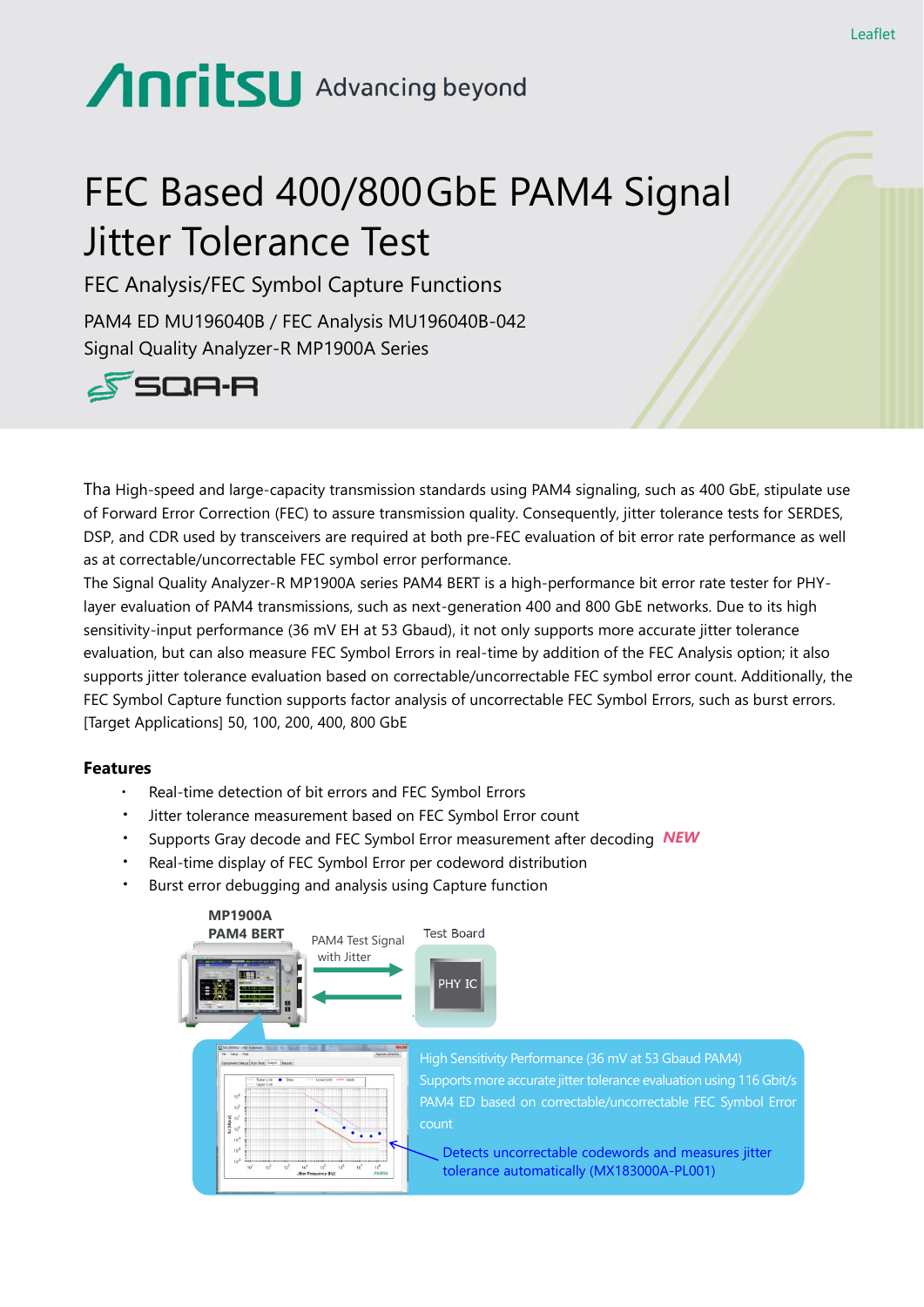Leaflet

Anritsu Advancing beyond

# FEC Based 400/800 GbE PAM4 Signal Jitter Tolerance Test

## FEC Analysis/FEC Symbol Capture Functions

PAM4 ED MU196040B / FEC Analysis MU196040B-042
Signal Quality Analyzer-R MP1900A Series

SQA-R

Tha High-speed and large-capacity transmission standards using PAM4 signaling, such as 400 GbE, stipulate use of Forward Error Correction (FEC) to assure transmission quality. Consequently, jitter tolerance tests for SERDES, DSP, and CDR used by transceivers are required at both pre-FEC evaluation of bit error rate performance as well as at correctable/uncorrectable FEC symbol error performance.
The Signal Quality Analyzer-R MP1900A series PAM4 BERT is a high-performance bit error rate tester for PHY-layer evaluation of PAM4 transmissions, such as next-generation 400 and 800 GbE networks. Due to its high sensitivity-input performance (36 mV EH at 53 Gbaud), it not only supports more accurate jitter tolerance evaluation, but can also measure FEC Symbol Errors in real-time by addition of the FEC Analysis option; it also supports jitter tolerance evaluation based on correctable/uncorrectable FEC symbol error count. Additionally, the FEC Symbol Capture function supports factor analysis of uncorrectable FEC Symbol Errors, such as burst errors.
[Target Applications] 50, 100, 200, 400, 800 GbE

### Features

- Real-time detection of bit errors and FEC Symbol Errors
- Jitter tolerance measurement based on FEC Symbol Error count
- Supports Gray decode and FEC Symbol Error measurement after decoding *NEW*
- Real-time display of FEC Symbol Error per codeword distribution
- Burst error debugging and analysis using Capture function

MP1900A PAM4 BERT

PAM4 Test Signal with Jitter

Test Board

PHY IC

High Sensitivity Performance (36 mV at 53 Gbaud PAM4)
Supports more accurate jitter tolerance evaluation using 116 Gbit/s PAM4 ED based on correctable/uncorrectable FEC Symbol Error count

Detects uncorrectable codewords and measures jitter tolerance automatically (MX183000A-PL001)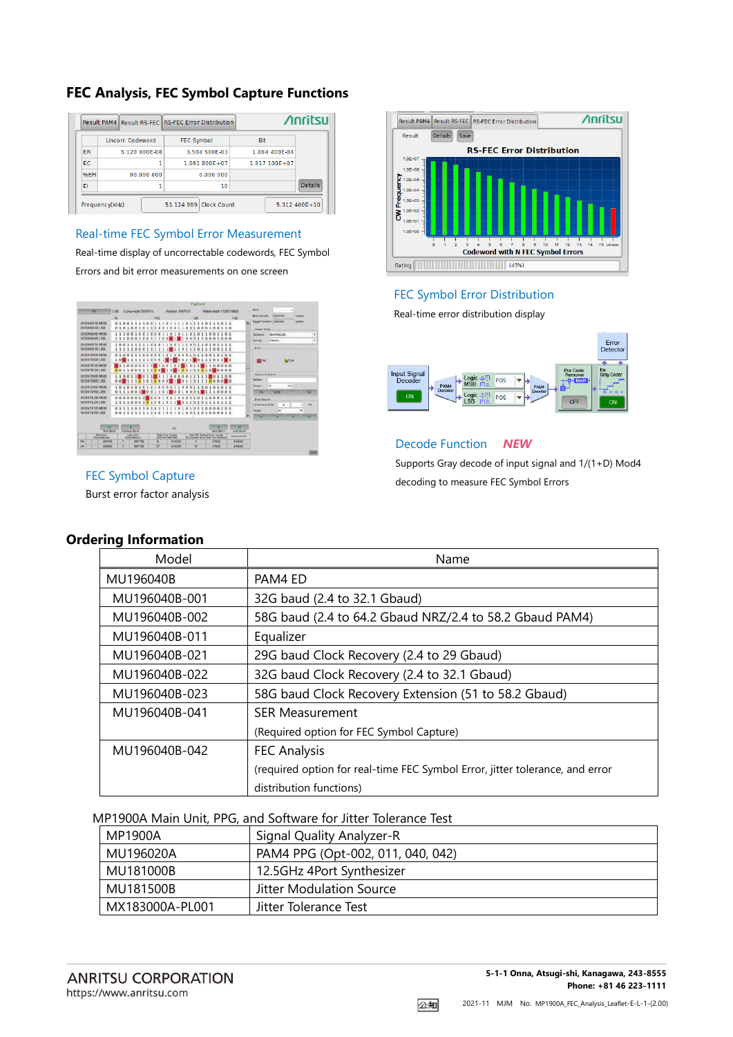## FEC Analysis, FEC Symbol Capture Functions

### Real-time FEC Symbol Error Measurement

Real-time display of uncorrectable codewords, FEC Symbol Errors and bit error measurements on one screen

### FEC Symbol Error Distribution

Real-time error distribution display

### FEC Symbol Capture

Burst error factor analysis

### Decode Function *NEW*

Supports Gray decode of input signal and 1/(1+D) Mod4 decoding to measure FEC Symbol Errors

## Ordering Information

| Model | Name |
|---|---|
| MU196040B | PAM4 ED |
| MU196040B-001 | 32G baud (2.4 to 32.1 Gbaud) |
| MU196040B-002 | 58G baud (2.4 to 64.2 Gbaud NRZ/2.4 to 58.2 Gbaud PAM4) |
| MU196040B-011 | Equalizer |
| MU196040B-021 | 29G baud Clock Recovery (2.4 to 29 Gbaud) |
| MU196040B-022 | 32G baud Clock Recovery (2.4 to 32.1 Gbaud) |
| MU196040B-023 | 58G baud Clock Recovery Extension (51 to 58.2 Gbaud) |
| MU196040B-041 | SER Measurement (Required option for FEC Symbol Capture) |
| MU196040B-042 | FEC Analysis (required option for real-time FEC Symbol Error, jitter tolerance, and error distribution functions) |

MP1900A Main Unit, PPG, and Software for Jitter Tolerance Test

| | |
|---|---|
| MP1900A | Signal Quality Analyzer-R |
| MU196020A | PAM4 PPG (Opt-002, 011, 040, 042) |
| MU181000B | 12.5GHz 4Port Synthesizer |
| MU181500B | Jitter Modulation Source |
| MX183000A-PL001 | Jitter Tolerance Test |

ANRITSU CORPORATION
https://www.anritsu.com

5-1-1 Onna, Atsugi-shi, Kanagawa, 243-8555
Phone: +81 46 223-1111

2021-11 MJM No. MP1900A_FEC_Analysis_Leaflet-E-L-1-(2.00)